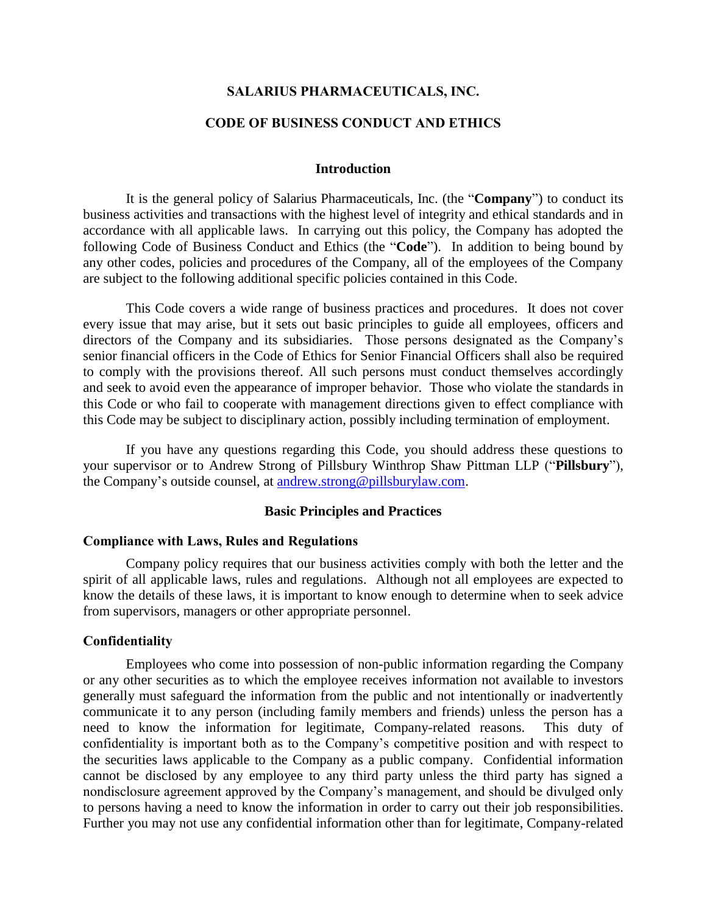# SALARIUS PHARMACEUTICALS, INC.

# CODE OF BUSINESS CONDUCT AND ETHICS

## Introduction

It is the general policy of Salarius Pharmaceuticals, Inc. (the "**Company**") to conduct its business activities and transactions with the highest level of integrity and ethical standards and in accordance with all applicable laws. In carrying out this policy, the Company has adopted the following Code of Business Conduct and Ethics (the "**Code**"). In addition to being bound by any other codes, policies and procedures of the Company, all of the employees of the Company are subject to the following additional specific policies contained in this Code.

This Code covers a wide range of business practices and procedures. It does not cover every issue that may arise, but it sets out basic principles to guide all employees, officers and directors of the Company and its subsidiaries. Those persons designated as the Company's senior financial officers in the Code of Ethics for Senior Financial Officers shall also be required to comply with the provisions thereof. All such persons must conduct themselves accordingly and seek to avoid even the appearance of improper behavior. Those who violate the standards in this Code or who fail to cooperate with management directions given to effect compliance with this Code may be subject to disciplinary action, possibly including termination of employment.

If you have any questions regarding this Code, you should address these questions to your supervisor or to Andrew Strong of Pillsbury Winthrop Shaw Pittman LLP ("**Pillsbury**"), the Company's outside counsel, at [andrew.strong@pillsburylaw.com](mailto:andrew.strong@pillsburylaw.com).

## Basic Principles and Practices

### Compliance with Laws, Rules and Regulations

Company policy requires that our business activities comply with both the letter and the spirit of all applicable laws, rules and regulations. Although not all employees are expected to know the details of these laws, it is important to know enough to determine when to seek advice from supervisors, managers or other appropriate personnel.

### Confidentiality

Employees who come into possession of non-public information regarding the Company or any other securities as to which the employee receives information not available to investors generally must safeguard the information from the public and not intentionally or inadvertently communicate it to any person (including family members and friends) unless the person has a need to know the information for legitimate, Company-related reasons. This duty of confidentiality is important both as to the Company's competitive position and with respect to the securities laws applicable to the Company as a public company. Confidential information cannot be disclosed by any employee to any third party unless the third party has signed a nondisclosure agreement approved by the Company's management, and should be divulged only to persons having a need to know the information in order to carry out their job responsibilities. Further you may not use any confidential information other than for legitimate, Company-related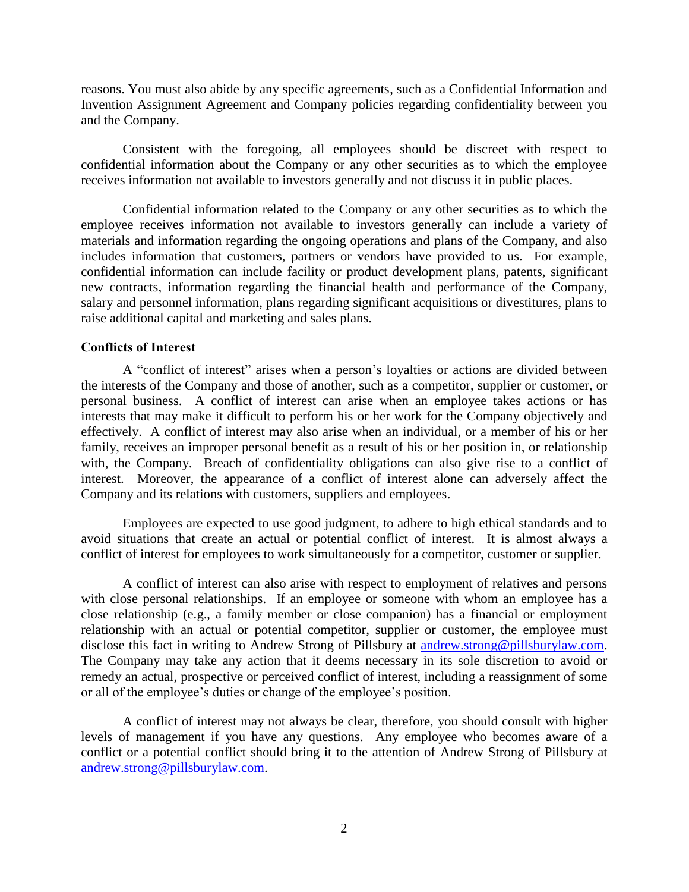reasons. You must also abide by any specific agreements, such as a Confidential Information and Invention Assignment Agreement and Company policies regarding confidentiality between you and the Company.

Consistent with the foregoing, all employees should be discreet with respect to confidential information about the Company or any other securities as to which the employee receives information not available to investors generally and not discuss it in public places.

Confidential information related to the Company or any other securities as to which the employee receives information not available to investors generally can include a variety of materials and information regarding the ongoing operations and plans of the Company, and also includes information that customers, partners or vendors have provided to us. For example, confidential information can include facility or product development plans, patents, significant new contracts, information regarding the financial health and performance of the Company, salary and personnel information, plans regarding significant acquisitions or divestitures, plans to raise additional capital and marketing and sales plans.

**Conflicts of Interest**

A "conflict of interest" arises when a person's loyalties or actions are divided between the interests of the Company and those of another, such as a competitor, supplier or customer, or personal business. A conflict of interest can arise when an employee takes actions or has interests that may make it difficult to perform his or her work for the Company objectively and effectively. A conflict of interest may also arise when an individual, or a member of his or her family, receives an improper personal benefit as a result of his or her position in, or relationship with, the Company. Breach of confidentiality obligations can also give rise to a conflict of interest. Moreover, the appearance of a conflict of interest alone can adversely affect the Company and its relations with customers, suppliers and employees.

Employees are expected to use good judgment, to adhere to high ethical standards and to avoid situations that create an actual or potential conflict of interest. It is almost always a conflict of interest for employees to work simultaneously for a competitor, customer or supplier.

A conflict of interest can also arise with respect to employment of relatives and persons with close personal relationships. If an employee or someone with whom an employee has a close relationship (e.g., a family member or close companion) has a financial or employment relationship with an actual or potential competitor, supplier or customer, the employee must disclose this fact in writing to Andrew Strong of Pillsbury at andrew.strong@pillsburylaw.com. The Company may take any action that it deems necessary in its sole discretion to avoid or remedy an actual, prospective or perceived conflict of interest, including a reassignment of some or all of the employee's duties or change of the employee's position.

A conflict of interest may not always be clear, therefore, you should consult with higher levels of management if you have any questions. Any employee who becomes aware of a conflict or a potential conflict should bring it to the attention of Andrew Strong of Pillsbury at andrew.strong@pillsburylaw.com.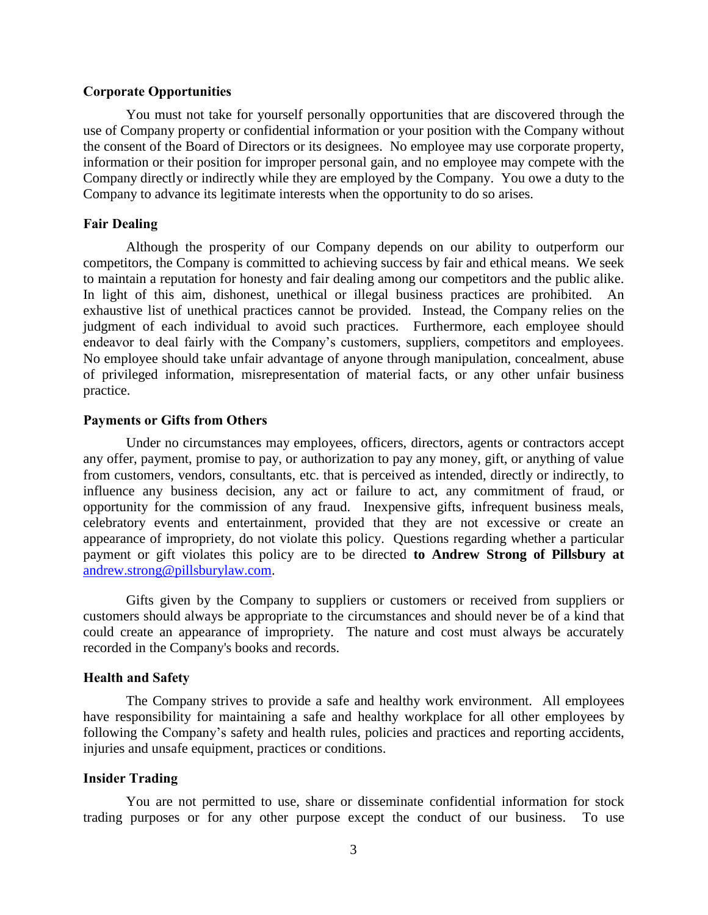### Corporate Opportunities

You must not take for yourself personally opportunities that are discovered through the use of Company property or confidential information or your position with the Company without the consent of the Board of Directors or its designees. No employee may use corporate property, information or their position for improper personal gain, and no employee may compete with the Company directly or indirectly while they are employed by the Company. You owe a duty to the Company to advance its legitimate interests when the opportunity to do so arises.

### Fair Dealing

Although the prosperity of our Company depends on our ability to outperform our competitors, the Company is committed to achieving success by fair and ethical means. We seek to maintain a reputation for honesty and fair dealing among our competitors and the public alike. In light of this aim, dishonest, unethical or illegal business practices are prohibited. An exhaustive list of unethical practices cannot be provided. Instead, the Company relies on the judgment of each individual to avoid such practices. Furthermore, each employee should endeavor to deal fairly with the Company's customers, suppliers, competitors and employees. No employee should take unfair advantage of anyone through manipulation, concealment, abuse of privileged information, misrepresentation of material facts, or any other unfair business practice.

### Payments or Gifts from Others

Under no circumstances may employees, officers, directors, agents or contractors accept any offer, payment, promise to pay, or authorization to pay any money, gift, or anything of value from customers, vendors, consultants, etc. that is perceived as intended, directly or indirectly, to influence any business decision, any act or failure to act, any commitment of fraud, or opportunity for the commission of any fraud. Inexpensive gifts, infrequent business meals, celebratory events and entertainment, provided that they are not excessive or create an appearance of impropriety, do not violate this policy. Questions regarding whether a particular payment or gift violates this policy are to be directed **to Andrew Strong of Pillsbury at** andrew.strong@pillsburylaw.com.

Gifts given by the Company to suppliers or customers or received from suppliers or customers should always be appropriate to the circumstances and should never be of a kind that could create an appearance of impropriety. The nature and cost must always be accurately recorded in the Company's books and records.

### Health and Safety

The Company strives to provide a safe and healthy work environment. All employees have responsibility for maintaining a safe and healthy workplace for all other employees by following the Company's safety and health rules, policies and practices and reporting accidents, injuries and unsafe equipment, practices or conditions.

### Insider Trading

You are not permitted to use, share or disseminate confidential information for stock trading purposes or for any other purpose except the conduct of our business. To use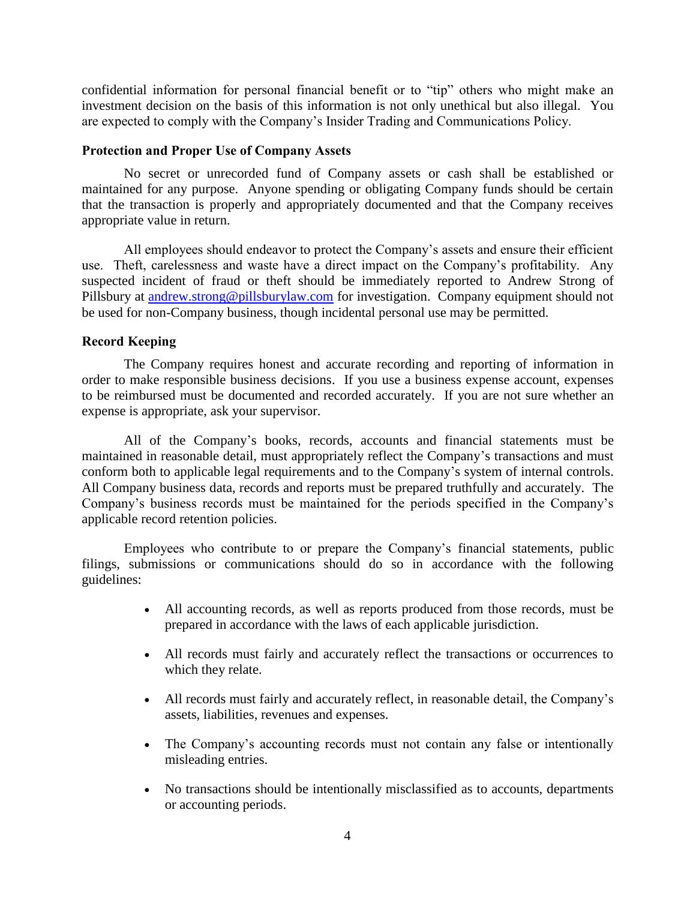confidential information for personal financial benefit or to "tip" others who might make an investment decision on the basis of this information is not only unethical but also illegal. You are expected to comply with the Company's Insider Trading and Communications Policy.

**Protection and Proper Use of Company Assets**

No secret or unrecorded fund of Company assets or cash shall be established or maintained for any purpose. Anyone spending or obligating Company funds should be certain that the transaction is properly and appropriately documented and that the Company receives appropriate value in return.

All employees should endeavor to protect the Company's assets and ensure their efficient use. Theft, carelessness and waste have a direct impact on the Company's profitability. Any suspected incident of fraud or theft should be immediately reported to Andrew Strong of Pillsbury at [andrew.strong@pillsburylaw.com](mailto:andrew.strong@pillsburylaw.com) for investigation. Company equipment should not be used for non-Company business, though incidental personal use may be permitted.

**Record Keeping**

The Company requires honest and accurate recording and reporting of information in order to make responsible business decisions. If you use a business expense account, expenses to be reimbursed must be documented and recorded accurately. If you are not sure whether an expense is appropriate, ask your supervisor.

All of the Company's books, records, accounts and financial statements must be maintained in reasonable detail, must appropriately reflect the Company's transactions and must conform both to applicable legal requirements and to the Company's system of internal controls. All Company business data, records and reports must be prepared truthfully and accurately. The Company's business records must be maintained for the periods specified in the Company's applicable record retention policies.

Employees who contribute to or prepare the Company's financial statements, public filings, submissions or communications should do so in accordance with the following guidelines:

- All accounting records, as well as reports produced from those records, must be prepared in accordance with the laws of each applicable jurisdiction.
- All records must fairly and accurately reflect the transactions or occurrences to which they relate.
- All records must fairly and accurately reflect, in reasonable detail, the Company's assets, liabilities, revenues and expenses.
- The Company's accounting records must not contain any false or intentionally misleading entries.
- No transactions should be intentionally misclassified as to accounts, departments or accounting periods.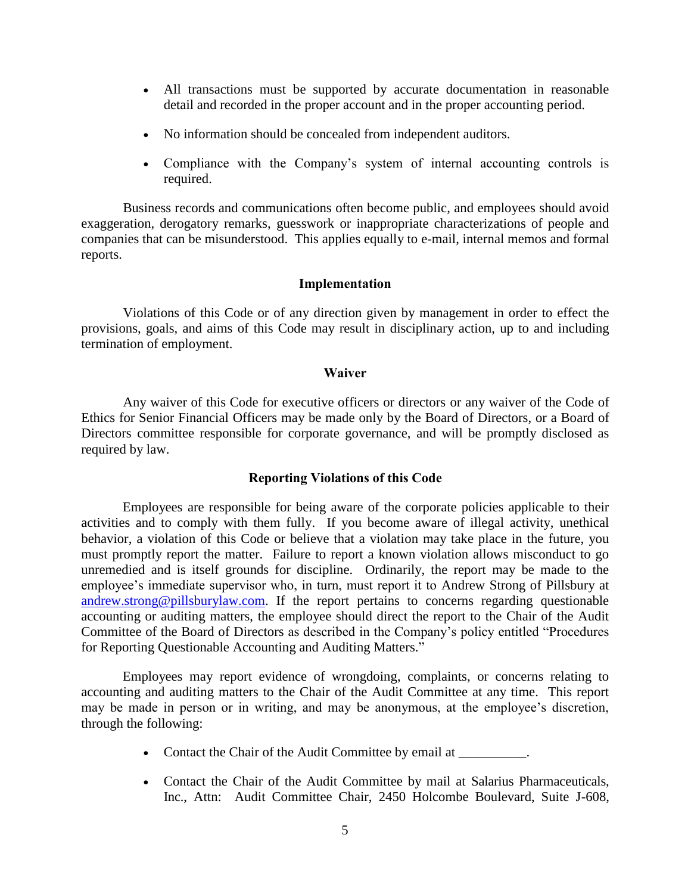- All transactions must be supported by accurate documentation in reasonable detail and recorded in the proper account and in the proper accounting period.
- No information should be concealed from independent auditors.
- Compliance with the Company's system of internal accounting controls is required.

Business records and communications often become public, and employees should avoid exaggeration, derogatory remarks, guesswork or inappropriate characterizations of people and companies that can be misunderstood. This applies equally to e-mail, internal memos and formal reports.

**Implementation**

Violations of this Code or of any direction given by management in order to effect the provisions, goals, and aims of this Code may result in disciplinary action, up to and including termination of employment.

**Waiver**

Any waiver of this Code for executive officers or directors or any waiver of the Code of Ethics for Senior Financial Officers may be made only by the Board of Directors, or a Board of Directors committee responsible for corporate governance, and will be promptly disclosed as required by law.

**Reporting Violations of this Code**

Employees are responsible for being aware of the corporate policies applicable to their activities and to comply with them fully. If you become aware of illegal activity, unethical behavior, a violation of this Code or believe that a violation may take place in the future, you must promptly report the matter. Failure to report a known violation allows misconduct to go unremedied and is itself grounds for discipline. Ordinarily, the report may be made to the employee's immediate supervisor who, in turn, must report it to Andrew Strong of Pillsbury at [andrew.strong@pillsburylaw.com](mailto:andrew.strong@pillsburylaw.com). If the report pertains to concerns regarding questionable accounting or auditing matters, the employee should direct the report to the Chair of the Audit Committee of the Board of Directors as described in the Company's policy entitled "Procedures for Reporting Questionable Accounting and Auditing Matters."

Employees may report evidence of wrongdoing, complaints, or concerns relating to accounting and auditing matters to the Chair of the Audit Committee at any time. This report may be made in person or in writing, and may be anonymous, at the employee's discretion, through the following:

- Contact the Chair of the Audit Committee by email at __________.
- Contact the Chair of the Audit Committee by mail at Salarius Pharmaceuticals, Inc., Attn: Audit Committee Chair, 2450 Holcombe Boulevard, Suite J-608,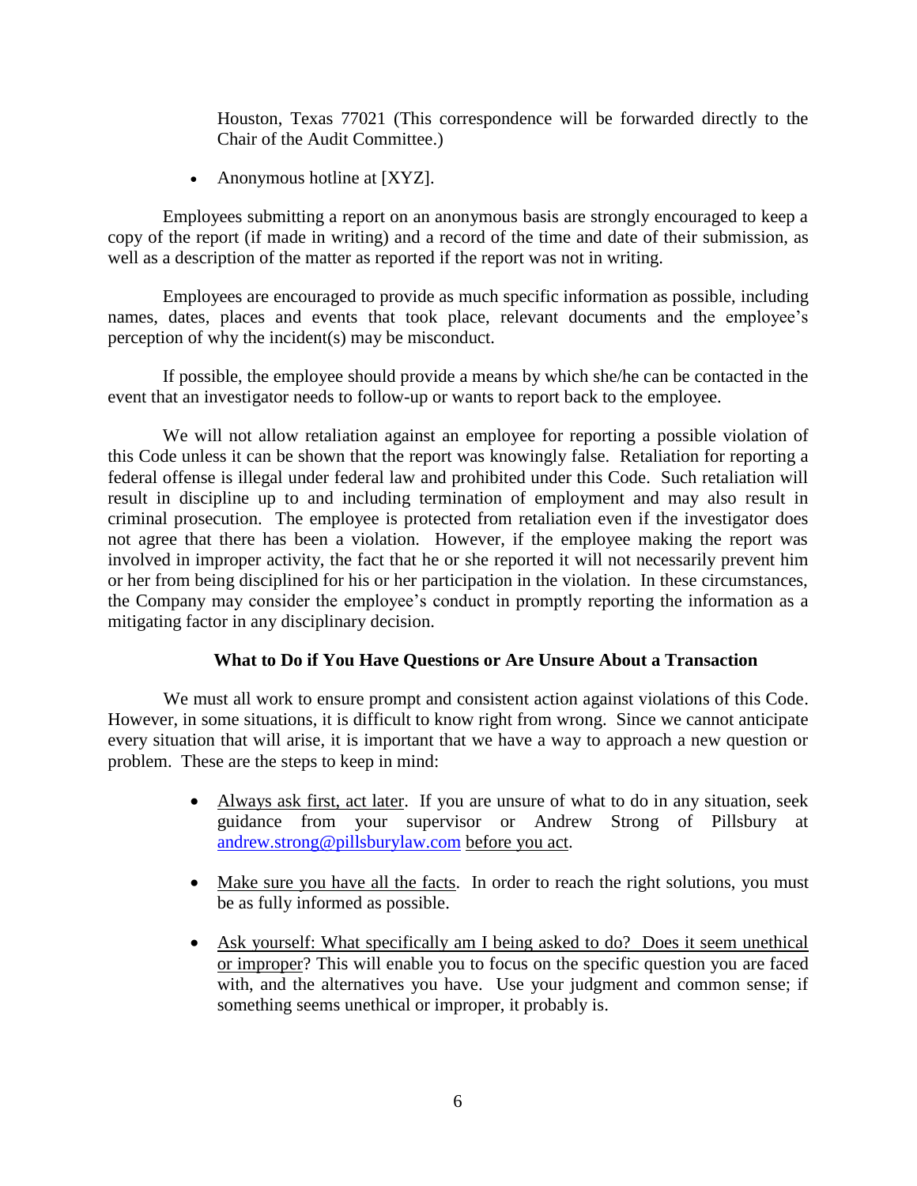Houston, Texas 77021 (This correspondence will be forwarded directly to the Chair of the Audit Committee.)

- Anonymous hotline at [XYZ].

Employees submitting a report on an anonymous basis are strongly encouraged to keep a copy of the report (if made in writing) and a record of the time and date of their submission, as well as a description of the matter as reported if the report was not in writing.

Employees are encouraged to provide as much specific information as possible, including names, dates, places and events that took place, relevant documents and the employee's perception of why the incident(s) may be misconduct.

If possible, the employee should provide a means by which she/he can be contacted in the event that an investigator needs to follow-up or wants to report back to the employee.

We will not allow retaliation against an employee for reporting a possible violation of this Code unless it can be shown that the report was knowingly false. Retaliation for reporting a federal offense is illegal under federal law and prohibited under this Code. Such retaliation will result in discipline up to and including termination of employment and may also result in criminal prosecution. The employee is protected from retaliation even if the investigator does not agree that there has been a violation. However, if the employee making the report was involved in improper activity, the fact that he or she reported it will not necessarily prevent him or her from being disciplined for his or her participation in the violation. In these circumstances, the Company may consider the employee's conduct in promptly reporting the information as a mitigating factor in any disciplinary decision.

**What to Do if You Have Questions or Are Unsure About a Transaction**

We must all work to ensure prompt and consistent action against violations of this Code. However, in some situations, it is difficult to know right from wrong. Since we cannot anticipate every situation that will arise, it is important that we have a way to approach a new question or problem. These are the steps to keep in mind:

- Always ask first, act later. If you are unsure of what to do in any situation, seek guidance from your supervisor or Andrew Strong of Pillsbury at andrew.strong@pillsburylaw.com before you act.

- Make sure you have all the facts. In order to reach the right solutions, you must be as fully informed as possible.

- Ask yourself: What specifically am I being asked to do? Does it seem unethical or improper? This will enable you to focus on the specific question you are faced with, and the alternatives you have. Use your judgment and common sense; if something seems unethical or improper, it probably is.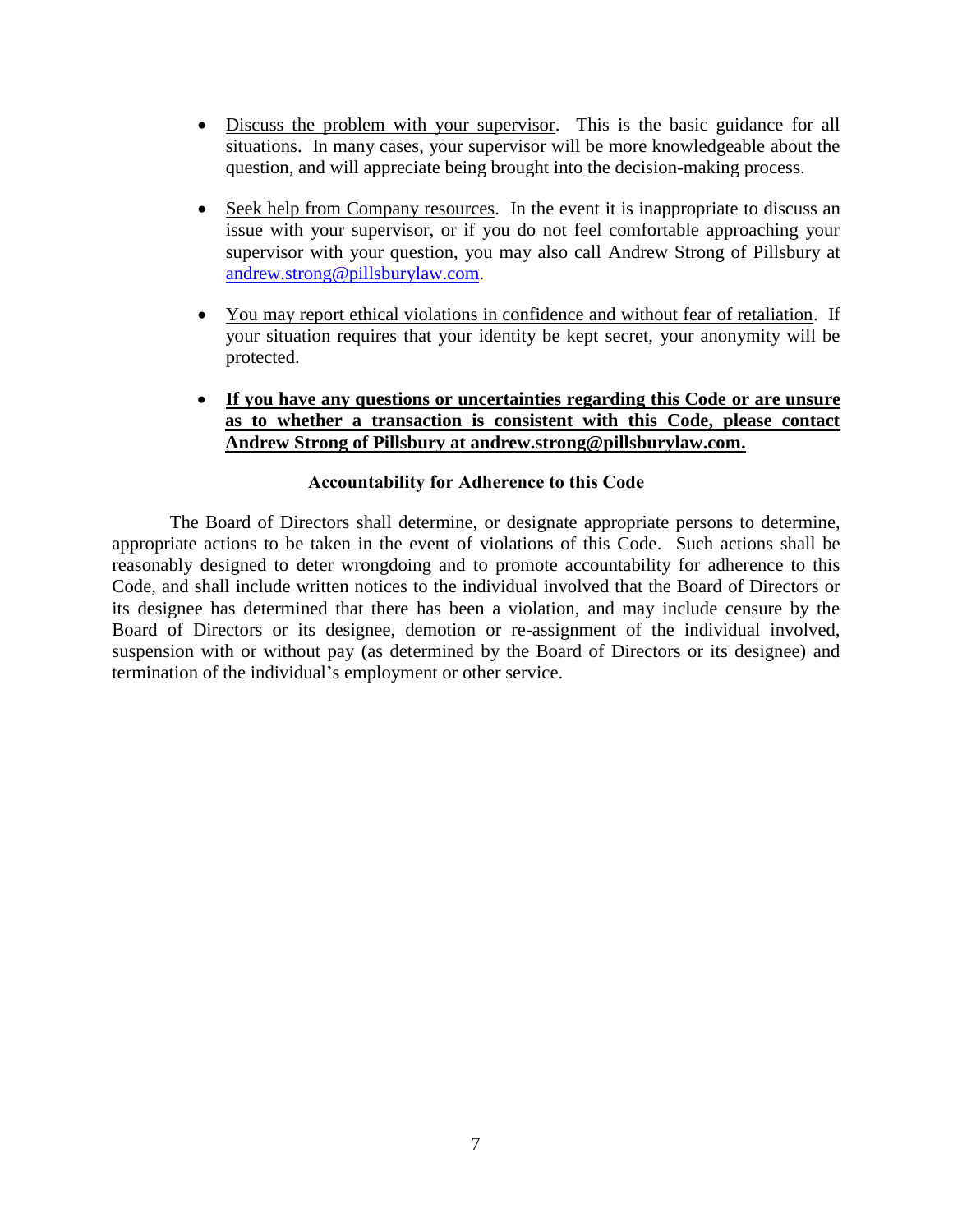- Discuss the problem with your supervisor. This is the basic guidance for all situations. In many cases, your supervisor will be more knowledgeable about the question, and will appreciate being brought into the decision-making process.

- Seek help from Company resources. In the event it is inappropriate to discuss an issue with your supervisor, or if you do not feel comfortable approaching your supervisor with your question, you may also call Andrew Strong of Pillsbury at andrew.strong@pillsburylaw.com.

- You may report ethical violations in confidence and without fear of retaliation. If your situation requires that your identity be kept secret, your anonymity will be protected.

- **If you have any questions or uncertainties regarding this Code or are unsure as to whether a transaction is consistent with this Code, please contact Andrew Strong of Pillsbury at andrew.strong@pillsburylaw.com.**

### Accountability for Adherence to this Code

The Board of Directors shall determine, or designate appropriate persons to determine, appropriate actions to be taken in the event of violations of this Code. Such actions shall be reasonably designed to deter wrongdoing and to promote accountability for adherence to this Code, and shall include written notices to the individual involved that the Board of Directors or its designee has determined that there has been a violation, and may include censure by the Board of Directors or its designee, demotion or re-assignment of the individual involved, suspension with or without pay (as determined by the Board of Directors or its designee) and termination of the individual's employment or other service.